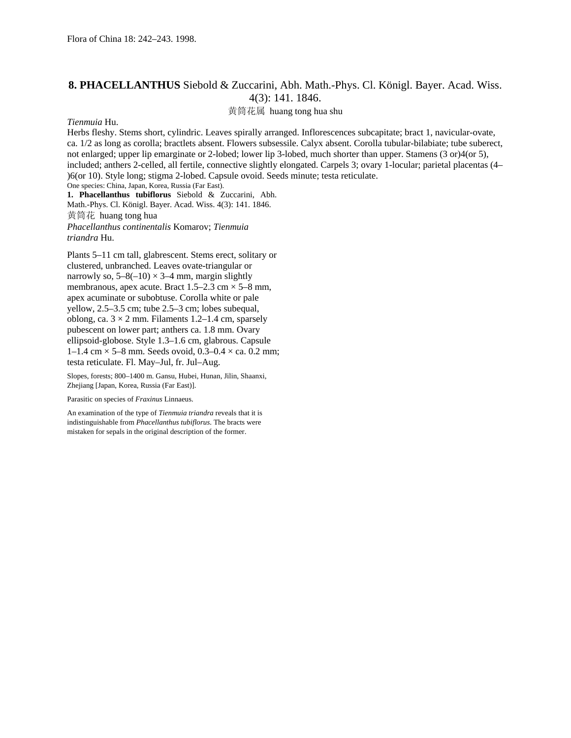Flora of China 18: 242–243. 1998.

## **8. PHACELLANTHUS** Siebold & Zuccarini, Abh. Math.-Phys. Cl. Königl. Bayer. Acad. Wiss. 4(3): 141. 1846.

黄筒花属 huang tong hua shu

*Tienmuia* Hu.

Herbs fleshy. Stems short, cylindric. Leaves spirally arranged. Inflorescences subcapitate; bract 1, navicular-ovate, ca. 1/2 as long as corolla; bractlets absent. Flowers subsessile. Calyx absent. Corolla tubular-bilabiate; tube suberect, not enlarged; upper lip emarginate or 2-lobed; lower lip 3-lobed, much shorter than upper. Stamens (3 or)4(or 5), included; anthers 2-celled, all fertile, connective slightly elongated. Carpels 3; ovary 1-locular; parietal placentas (4–)6(or 10). Style long; stigma 2-lobed. Capsule ovoid. Seeds minute; testa reticulate.

One species: China, Japan, Korea, Russia (Far East).

**1. Phacellanthus tubiflorus** Siebold & Zuccarini, Abh. Math.-Phys. Cl. Königl. Bayer. Acad. Wiss. 4(3): 141. 1846.

黄筒花 huang tong hua

*Phacellanthus continentalis* Komarov; *Tienmuia triandra* Hu.

Plants 5–11 cm tall, glabrescent. Stems erect, solitary or clustered, unbranched. Leaves ovate-triangular or narrowly so, 5–8(–10) × 3–4 mm, margin slightly membranous, apex acute. Bract 1.5–2.3 cm × 5–8 mm, apex acuminate or subobtuse. Corolla white or pale yellow, 2.5–3.5 cm; tube 2.5–3 cm; lobes subequal, oblong, ca. 3 × 2 mm. Filaments 1.2–1.4 cm, sparsely pubescent on lower part; anthers ca. 1.8 mm. Ovary ellipsoid-globose. Style 1.3–1.6 cm, glabrous. Capsule 1–1.4 cm × 5–8 mm. Seeds ovoid, 0.3–0.4 × ca. 0.2 mm; testa reticulate. Fl. May–Jul, fr. Jul–Aug.

Slopes, forests; 800–1400 m. Gansu, Hubei, Hunan, Jilin, Shaanxi, Zhejiang [Japan, Korea, Russia (Far East)].

Parasitic on species of *Fraxinus* Linnaeus.

An examination of the type of *Tienmuia triandra* reveals that it is indistinguishable from *Phacellanthus tubiflorus*. The bracts were mistaken for sepals in the original description of the former.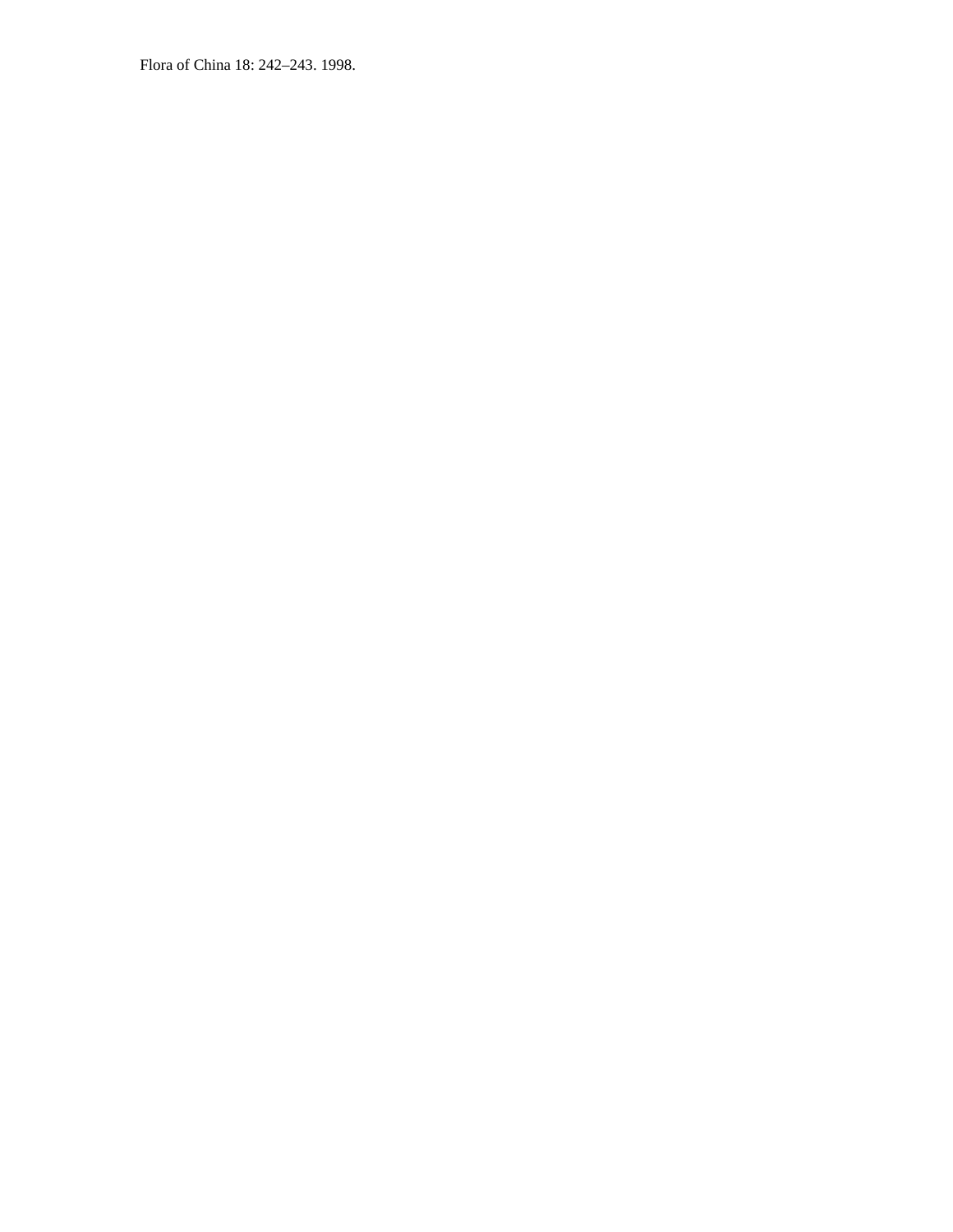Flora of China 18: 242–243. 1998.